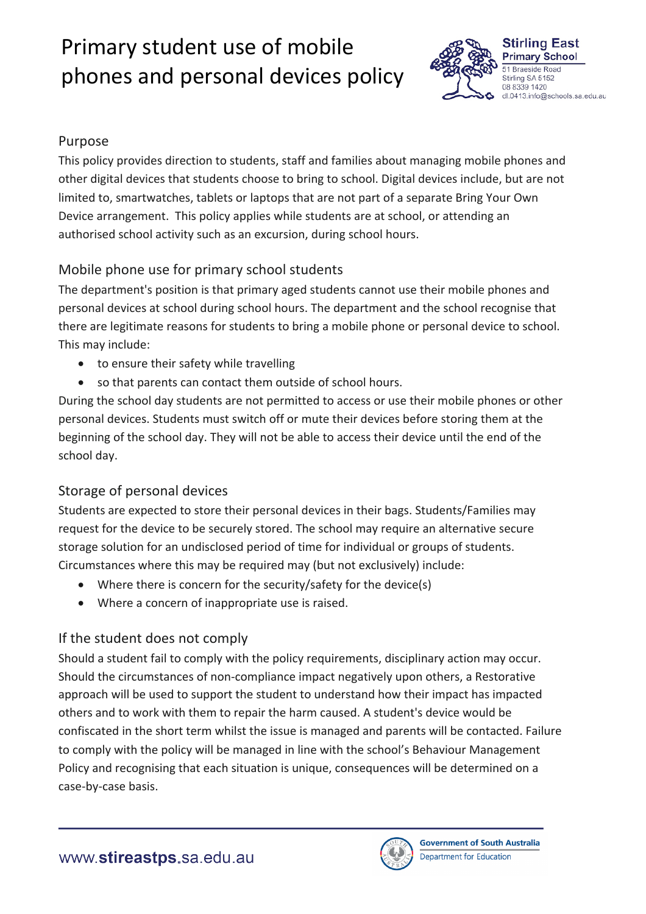# Primary student use of mobile phones and personal devices policy

**Stirling East Primary School**
51 Braeside Road
Stirling SA 5152
08 8339 1420
dl.0413.info@schools.sa.edu.au

## Purpose

This policy provides direction to students, staff and families about managing mobile phones and other digital devices that students choose to bring to school. Digital devices include, but are not limited to, smartwatches, tablets or laptops that are not part of a separate Bring Your Own Device arrangement. This policy applies while students are at school, or attending an authorised school activity such as an excursion, during school hours.

## Mobile phone use for primary school students

The department's position is that primary aged students cannot use their mobile phones and personal devices at school during school hours. The department and the school recognise that there are legitimate reasons for students to bring a mobile phone or personal device to school. This may include:

- to ensure their safety while travelling
- so that parents can contact them outside of school hours.

During the school day students are not permitted to access or use their mobile phones or other personal devices. Students must switch off or mute their devices before storing them at the beginning of the school day. They will not be able to access their device until the end of the school day.

## Storage of personal devices

Students are expected to store their personal devices in their bags. Students/Families may request for the device to be securely stored. The school may require an alternative secure storage solution for an undisclosed period of time for individual or groups of students. Circumstances where this may be required may (but not exclusively) include:

- Where there is concern for the security/safety for the device(s)
- Where a concern of inappropriate use is raised.

## If the student does not comply

Should a student fail to comply with the policy requirements, disciplinary action may occur. Should the circumstances of non-compliance impact negatively upon others, a Restorative approach will be used to support the student to understand how their impact has impacted others and to work with them to repair the harm caused. A student's device would be confiscated in the short term whilst the issue is managed and parents will be contacted. Failure to comply with the policy will be managed in line with the school's Behaviour Management Policy and recognising that each situation is unique, consequences will be determined on a case-by-case basis.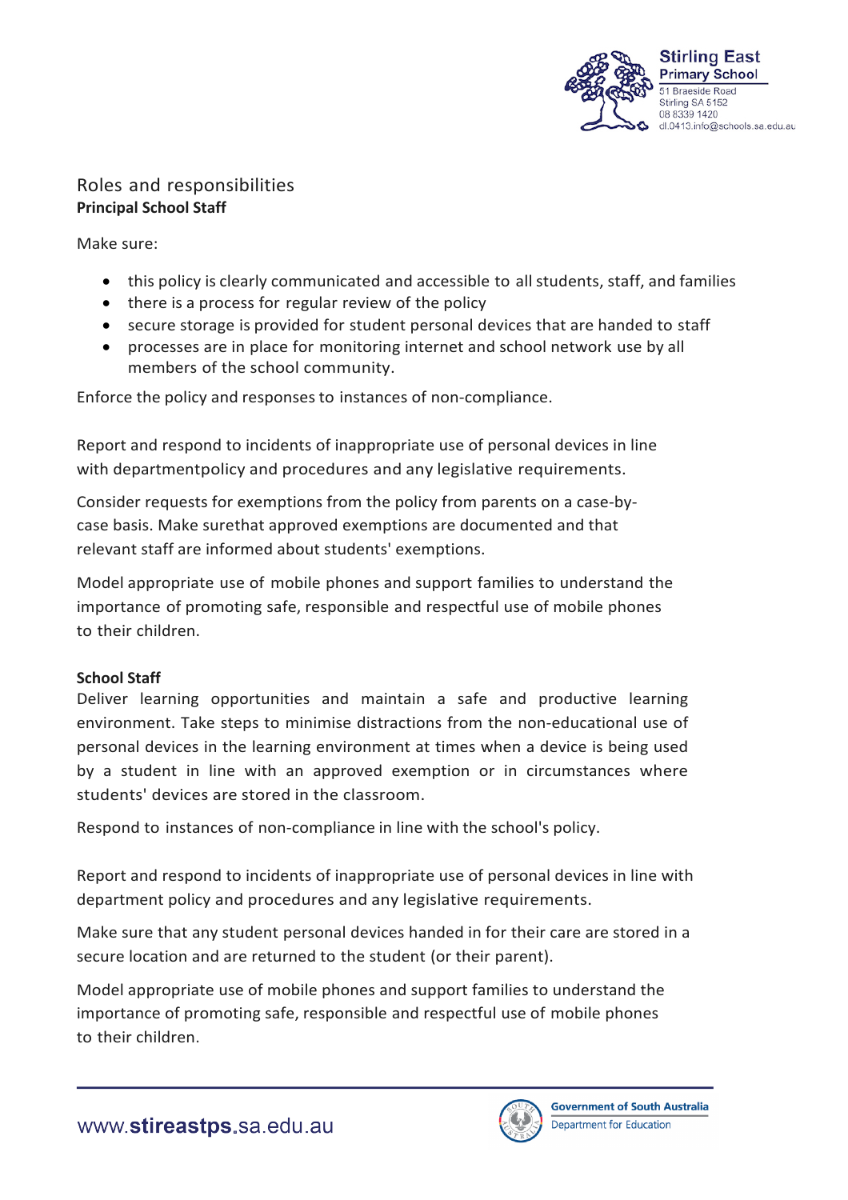## Roles and responsibilities

**Principal School Staff**

Make sure:

- this policy is clearly communicated and accessible to all students, staff, and families
- there is a process for regular review of the policy
- secure storage is provided for student personal devices that are handed to staff
- processes are in place for monitoring internet and school network use by all members of the school community.

Enforce the policy and responses to instances of non-compliance.

Report and respond to incidents of inappropriate use of personal devices in line with departmentpolicy and procedures and any legislative requirements.

Consider requests for exemptions from the policy from parents on a case-by-case basis. Make surethat approved exemptions are documented and that relevant staff are informed about students' exemptions.

Model appropriate use of mobile phones and support families to understand the importance of promoting safe, responsible and respectful use of mobile phones to their children.

**School Staff**

Deliver learning opportunities and maintain a safe and productive learning environment. Take steps to minimise distractions from the non-educational use of personal devices in the learning environment at times when a device is being used by a student in line with an approved exemption or in circumstances where students' devices are stored in the classroom.

Respond to instances of non-compliance in line with the school's policy.

Report and respond to incidents of inappropriate use of personal devices in line with department policy and procedures and any legislative requirements.

Make sure that any student personal devices handed in for their care are stored in a secure location and are returned to the student (or their parent).

Model appropriate use of mobile phones and support families to understand the importance of promoting safe, responsible and respectful use of mobile phones to their children.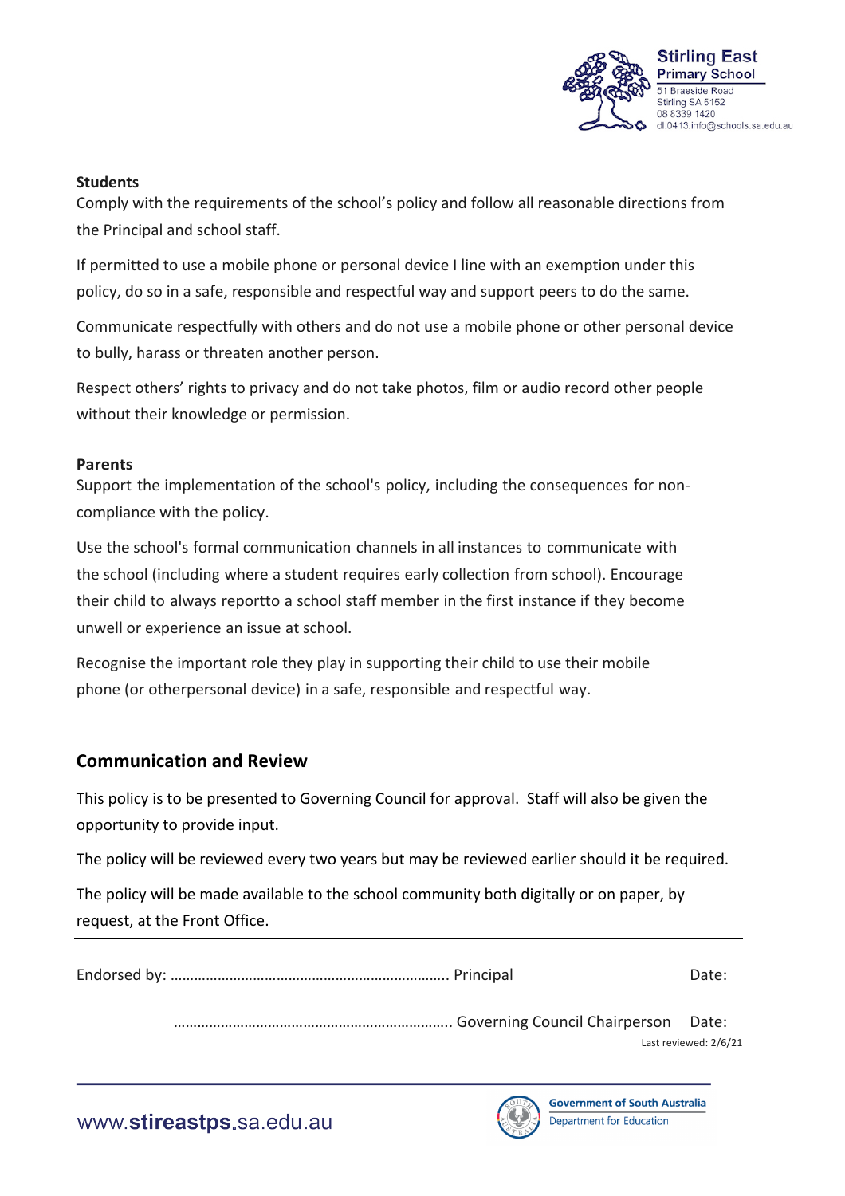**Students**

Comply with the requirements of the school's policy and follow all reasonable directions from the Principal and school staff.

If permitted to use a mobile phone or personal device I line with an exemption under this policy, do so in a safe, responsible and respectful way and support peers to do the same.

Communicate respectfully with others and do not use a mobile phone or other personal device to bully, harass or threaten another person.

Respect others' rights to privacy and do not take photos, film or audio record other people without their knowledge or permission.

**Parents**

Support the implementation of the school's policy, including the consequences for non-compliance with the policy.

Use the school's formal communication channels in all instances to communicate with the school (including where a student requires early collection from school). Encourage their child to always reportto a school staff member in the first instance if they become unwell or experience an issue at school.

Recognise the important role they play in supporting their child to use their mobile phone (or otherpersonal device) in a safe, responsible and respectful way.

## Communication and Review

This policy is to be presented to Governing Council for approval. Staff will also be given the opportunity to provide input.

The policy will be reviewed every two years but may be reviewed earlier should it be required.

The policy will be made available to the school community both digitally or on paper, by request, at the Front Office.

---

Endorsed by: …………………………………………………………….. Principal Date:

…………………………………………………………….. Governing Council Chairperson Date:

Last reviewed: 2/6/21